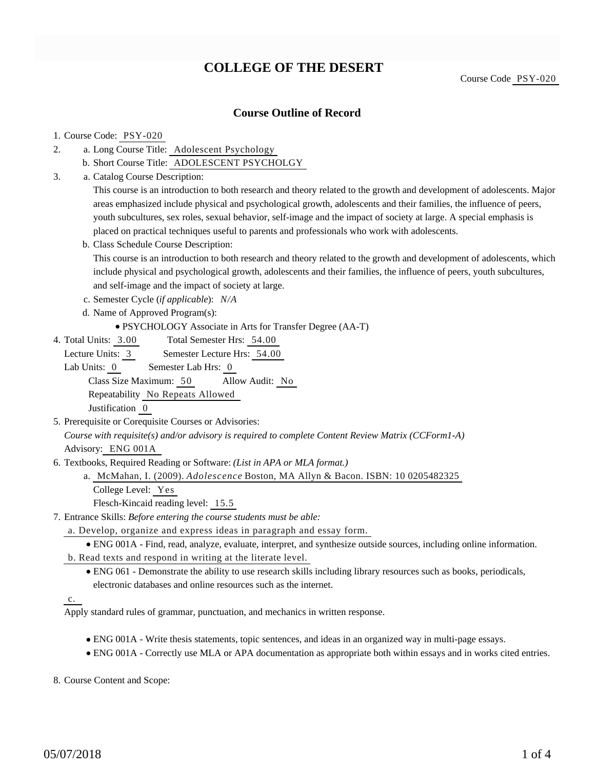# COLLEGE OF THE DESERT

Course Code PSY-020

## Course Outline of Record

1. Course Code: PSY-020
2. a. Long Course Title: Adolescent Psychology
   b. Short Course Title: ADOLESCENT PSYCHOLGY
3. a. Catalog Course Description:
   This course is an introduction to both research and theory related to the growth and development of adolescents. Major areas emphasized include physical and psychological growth, adolescents and their families, the influence of peers, youth subcultures, sex roles, sexual behavior, self-image and the impact of society at large. A special emphasis is placed on practical techniques useful to parents and professionals who work with adolescents.
   b. Class Schedule Course Description:
   This course is an introduction to both research and theory related to the growth and development of adolescents, which include physical and psychological growth, adolescents and their families, the influence of peers, youth subcultures, and self-image and the impact of society at large.
   c. Semester Cycle (*if applicable*): *N/A*
   d. Name of Approved Program(s):
      - PSYCHOLOGY Associate in Arts for Transfer Degree (AA-T)
4. Total Units: 3.00 Total Semester Hrs: 54.00
   Lecture Units: 3 Semester Lecture Hrs: 54.00
   Lab Units: 0 Semester Lab Hrs: 0
   Class Size Maximum: 50 Allow Audit: No
   Repeatability No Repeats Allowed
   Justification 0
5. Prerequisite or Corequisite Courses or Advisories:
   *Course with requisite(s) and/or advisory is required to complete Content Review Matrix (CCForm1-A)*
   Advisory: ENG 001A
6. Textbooks, Required Reading or Software: *(List in APA or MLA format.)*
   a. McMahan, I. (2009). *Adolescence* Boston, MA Allyn & Bacon. ISBN: 10 0205482325
      College Level: Yes
      Flesch-Kincaid reading level: 15.5
7. Entrance Skills: *Before entering the course students must be able:*
   a. Develop, organize and express ideas in paragraph and essay form.
      - ENG 001A - Find, read, analyze, evaluate, interpret, and synthesize outside sources, including online information.
   b. Read texts and respond in writing at the literate level.
      - ENG 061 - Demonstrate the ability to use research skills including library resources such as books, periodicals, electronic databases and online resources such as the internet.
   c.
   Apply standard rules of grammar, punctuation, and mechanics in written response.
      - ENG 001A - Write thesis statements, topic sentences, and ideas in an organized way in multi-page essays.
      - ENG 001A - Correctly use MLA or APA documentation as appropriate both within essays and in works cited entries.
8. Course Content and Scope: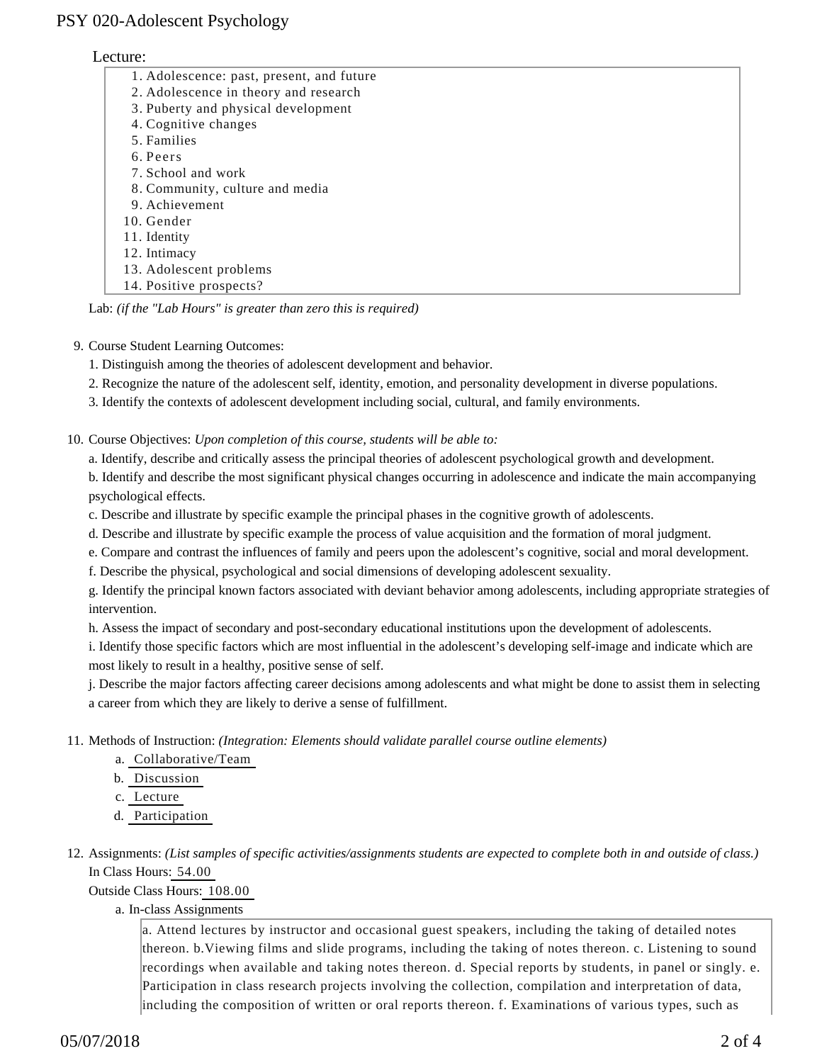Lecture:

1. Adolescence: past, present, and future
2. Adolescence in theory and research
3. Puberty and physical development
4. Cognitive changes
5. Families
6. Peers
7. School and work
8. Community, culture and media
9. Achievement
10. Gender
11. Identity
12. Intimacy
13. Adolescent problems
14. Positive prospects?

Lab: *(if the "Lab Hours" is greater than zero this is required)*

9. Course Student Learning Outcomes:

   1. Distinguish among the theories of adolescent development and behavior.
   2. Recognize the nature of the adolescent self, identity, emotion, and personality development in diverse populations.
   3. Identify the contexts of adolescent development including social, cultural, and family environments.

10. Course Objectives: *Upon completion of this course, students will be able to:*

    a. Identify, describe and critically assess the principal theories of adolescent psychological growth and development.

    b. Identify and describe the most significant physical changes occurring in adolescence and indicate the main accompanying psychological effects.

    c. Describe and illustrate by specific example the principal phases in the cognitive growth of adolescents.

    d. Describe and illustrate by specific example the process of value acquisition and the formation of moral judgment.

    e. Compare and contrast the influences of family and peers upon the adolescent's cognitive, social and moral development.

    f. Describe the physical, psychological and social dimensions of developing adolescent sexuality.

    g. Identify the principal known factors associated with deviant behavior among adolescents, including appropriate strategies of intervention.

    h. Assess the impact of secondary and post-secondary educational institutions upon the development of adolescents.

    i. Identify those specific factors which are most influential in the adolescent's developing self-image and indicate which are most likely to result in a healthy, positive sense of self.

    j. Describe the major factors affecting career decisions among adolescents and what might be done to assist them in selecting a career from which they are likely to derive a sense of fulfillment.

11. Methods of Instruction: *(Integration: Elements should validate parallel course outline elements)*

    a. Collaborative/Team
    b. Discussion
    c. Lecture
    d. Participation

12. Assignments: *(List samples of specific activities/assignments students are expected to complete both in and outside of class.)*

    In Class Hours: 54.00

    Outside Class Hours: 108.00

    a. In-class Assignments

       a. Attend lectures by instructor and occasional guest speakers, including the taking of detailed notes thereon. b.Viewing films and slide programs, including the taking of notes thereon. c. Listening to sound recordings when available and taking notes thereon. d. Special reports by students, in panel or singly. e. Participation in class research projects involving the collection, compilation and interpretation of data, including the composition of written or oral reports thereon. f. Examinations of various types, such as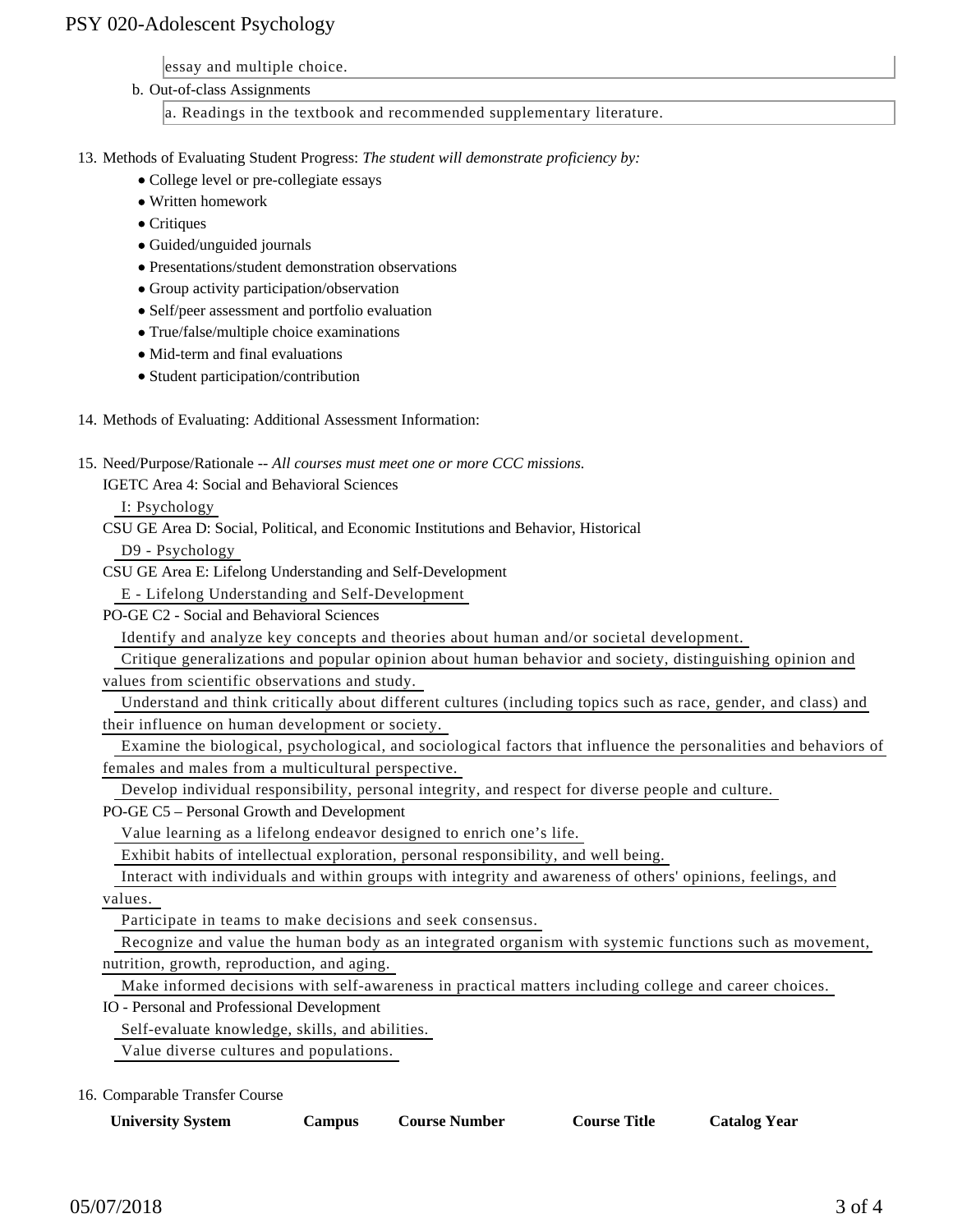essay and multiple choice.

b. Out-of-class Assignments

a. Readings in the textbook and recommended supplementary literature.

13. Methods of Evaluating Student Progress: *The student will demonstrate proficiency by:*
    - College level or pre-collegiate essays
    - Written homework
    - Critiques
    - Guided/unguided journals
    - Presentations/student demonstration observations
    - Group activity participation/observation
    - Self/peer assessment and portfolio evaluation
    - True/false/multiple choice examinations
    - Mid-term and final evaluations
    - Student participation/contribution

14. Methods of Evaluating: Additional Assessment Information:

15. Need/Purpose/Rationale -- *All courses must meet one or more CCC missions.*

    IGETC Area 4: Social and Behavioral Sciences

    I: Psychology

    CSU GE Area D: Social, Political, and Economic Institutions and Behavior, Historical

    D9 - Psychology

    CSU GE Area E: Lifelong Understanding and Self-Development

    E - Lifelong Understanding and Self-Development

    PO-GE C2 - Social and Behavioral Sciences

    Identify and analyze key concepts and theories about human and/or societal development.

    Critique generalizations and popular opinion about human behavior and society, distinguishing opinion and values from scientific observations and study.

    Understand and think critically about different cultures (including topics such as race, gender, and class) and their influence on human development or society.

    Examine the biological, psychological, and sociological factors that influence the personalities and behaviors of females and males from a multicultural perspective.

    Develop individual responsibility, personal integrity, and respect for diverse people and culture.

    PO-GE C5 – Personal Growth and Development

    Value learning as a lifelong endeavor designed to enrich one's life.

    Exhibit habits of intellectual exploration, personal responsibility, and well being.

    Interact with individuals and within groups with integrity and awareness of others' opinions, feelings, and values.

    Participate in teams to make decisions and seek consensus.

    Recognize and value the human body as an integrated organism with systemic functions such as movement, nutrition, growth, reproduction, and aging.

    Make informed decisions with self-awareness in practical matters including college and career choices.

    IO - Personal and Professional Development

    Self-evaluate knowledge, skills, and abilities.

    Value diverse cultures and populations.

16. Comparable Transfer Course

| University System | Campus | Course Number | Course Title | Catalog Year |
|---|---|---|---|---|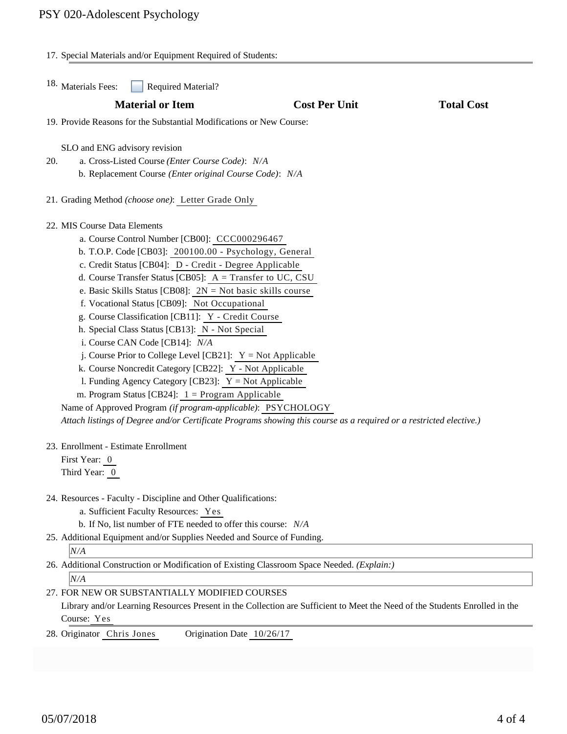17. Special Materials and/or Equipment Required of Students:

18. Materials Fees: ☐ Required Material?

| Material or Item | Cost Per Unit | Total Cost |
|---|---|---|

19. Provide Reasons for the Substantial Modifications or New Course:

    SLO and ENG advisory revision

20. a. Cross-Listed Course *(Enter Course Code)*: *N/A*
    b. Replacement Course *(Enter original Course Code)*: *N/A*

21. Grading Method *(choose one)*: Letter Grade Only

22. MIS Course Data Elements
    a. Course Control Number [CB00]: CCC000296467
    b. T.O.P. Code [CB03]: 200100.00 - Psychology, General
    c. Credit Status [CB04]: D - Credit - Degree Applicable
    d. Course Transfer Status [CB05]: A = Transfer to UC, CSU
    e. Basic Skills Status [CB08]: 2N = Not basic skills course
    f. Vocational Status [CB09]: Not Occupational
    g. Course Classification [CB11]: Y - Credit Course
    h. Special Class Status [CB13]: N - Not Special
    i. Course CAN Code [CB14]: *N/A*
    j. Course Prior to College Level [CB21]: Y = Not Applicable
    k. Course Noncredit Category [CB22]: Y - Not Applicable
    l. Funding Agency Category [CB23]: Y = Not Applicable
    m. Program Status [CB24]: 1 = Program Applicable

    Name of Approved Program *(if program-applicable)*: PSYCHOLOGY

    *Attach listings of Degree and/or Certificate Programs showing this course as a required or a restricted elective.)*

23. Enrollment - Estimate Enrollment
    First Year: 0
    Third Year: 0

24. Resources - Faculty - Discipline and Other Qualifications:
    a. Sufficient Faculty Resources: Yes
    b. If No, list number of FTE needed to offer this course: *N/A*

25. Additional Equipment and/or Supplies Needed and Source of Funding.
    *N/A*

26. Additional Construction or Modification of Existing Classroom Space Needed. *(Explain:)*
    *N/A*

27. FOR NEW OR SUBSTANTIALLY MODIFIED COURSES
    Library and/or Learning Resources Present in the Collection are Sufficient to Meet the Need of the Students Enrolled in the Course: Yes

28. Originator Chris Jones Origination Date 10/26/17